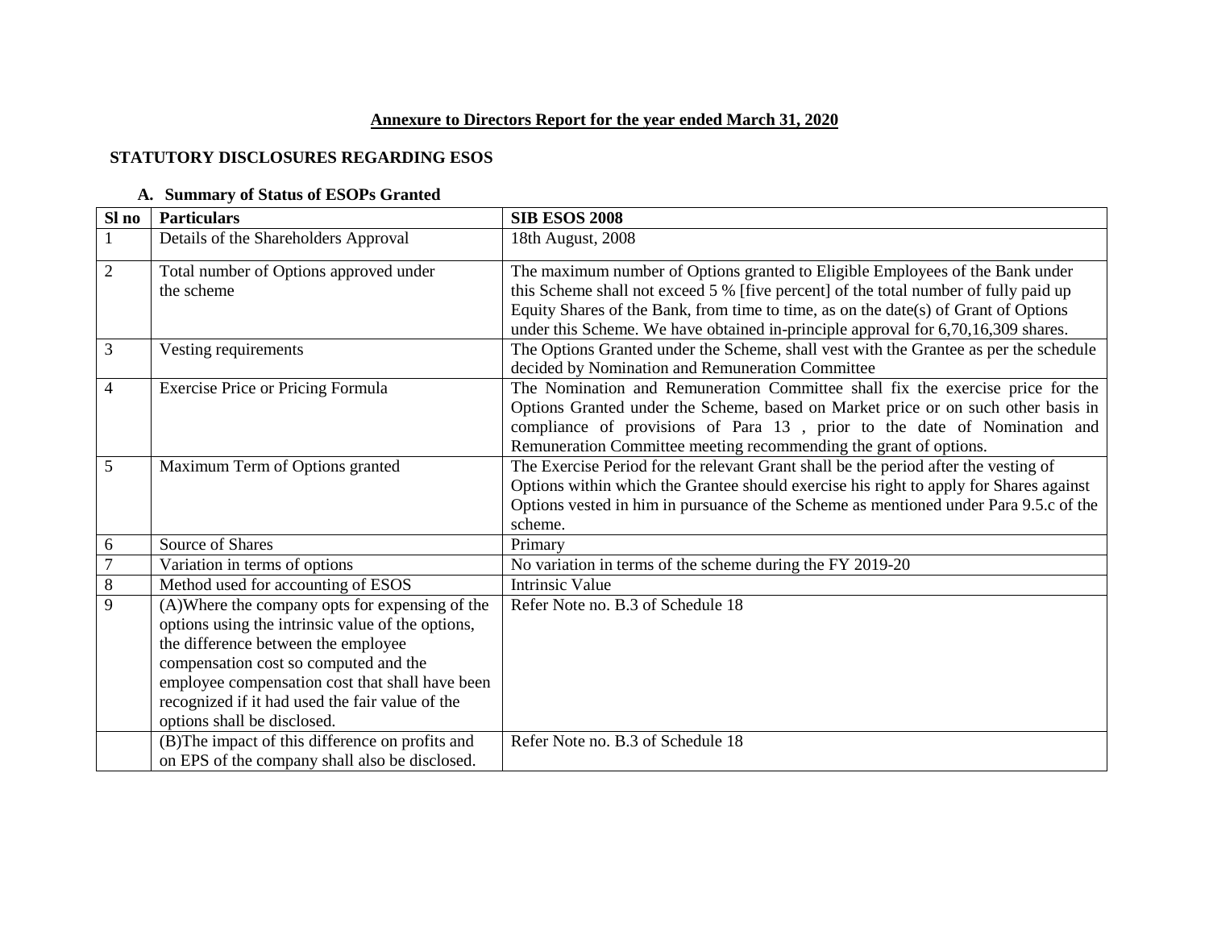## Annexure to Directors Report for the year ended March 31, 2020

### STATUTORY DISCLOSURES REGARDING ESOS

#### A. Summary of Status of ESOPs Granted

| Sl no | Particulars | SIB ESOS 2008 |
|---|---|---|
| 1 | Details of the Shareholders Approval | 18th August, 2008 |
| 2 | Total number of Options approved under the scheme | The maximum number of Options granted to Eligible Employees of the Bank under this Scheme shall not exceed 5 % [five percent] of the total number of fully paid up Equity Shares of the Bank, from time to time, as on the date(s) of Grant of Options under this Scheme. We have obtained in-principle approval for 6,70,16,309 shares. |
| 3 | Vesting requirements | The Options Granted under the Scheme, shall vest with the Grantee as per the schedule decided by Nomination and Remuneration Committee |
| 4 | Exercise Price or Pricing Formula | The Nomination and Remuneration Committee shall fix the exercise price for the Options Granted under the Scheme, based on Market price or on such other basis in compliance of provisions of Para 13 , prior to the date of Nomination and Remuneration Committee meeting recommending the grant of options. |
| 5 | Maximum Term of Options granted | The Exercise Period for the relevant Grant shall be the period after the vesting of Options within which the Grantee should exercise his right to apply for Shares against Options vested in him in pursuance of the Scheme as mentioned under Para 9.5.c of the scheme. |
| 6 | Source of Shares | Primary |
| 7 | Variation in terms of options | No variation in terms of the scheme during the FY 2019-20 |
| 8 | Method used for accounting of ESOS | Intrinsic Value |
| 9 | (A)Where the company opts for expensing of the options using the intrinsic value of the options, the difference between the employee compensation cost so computed and the employee compensation cost that shall have been recognized if it had used the fair value of the options shall be disclosed. | Refer Note no. B.3 of Schedule 18 |
| | (B)The impact of this difference on profits and on EPS of the company shall also be disclosed. | Refer Note no. B.3 of Schedule 18 |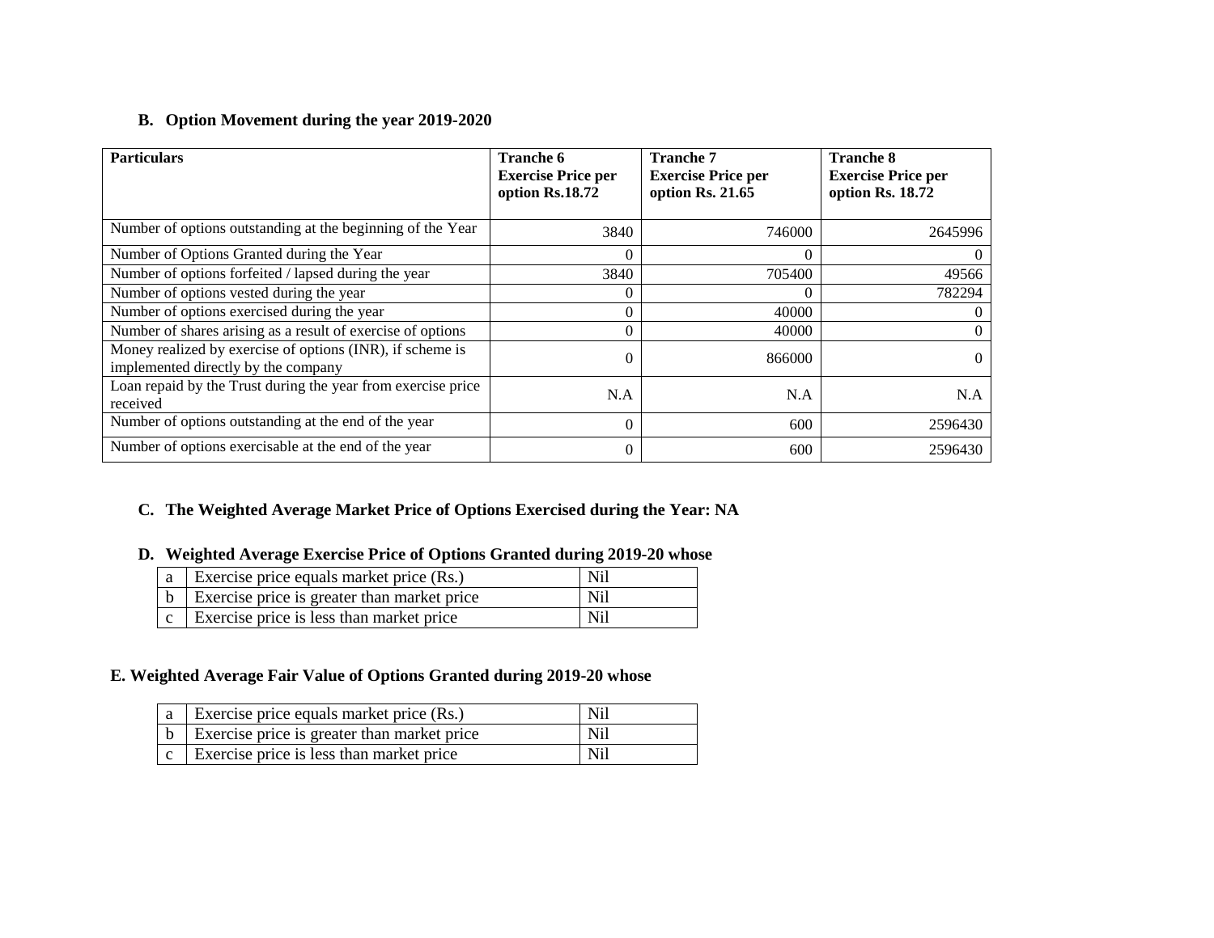### B. Option Movement during the year 2019-2020

| Particulars | Tranche 6 Exercise Price per option Rs.18.72 | Tranche 7 Exercise Price per option Rs. 21.65 | Tranche 8 Exercise Price per option Rs. 18.72 |
|---|---|---|---|
| Number of options outstanding at the beginning of the Year | 3840 | 746000 | 2645996 |
| Number of Options Granted during the Year | 0 | 0 | 0 |
| Number of options forfeited / lapsed during the year | 3840 | 705400 | 49566 |
| Number of options vested during the year | 0 | 0 | 782294 |
| Number of options exercised during the year | 0 | 40000 | 0 |
| Number of shares arising as a result of exercise of options | 0 | 40000 | 0 |
| Money realized by exercise of options (INR), if scheme is implemented directly by the company | 0 | 866000 | 0 |
| Loan repaid by the Trust during the year from exercise price received | N.A | N.A | N.A |
| Number of options outstanding at the end of the year | 0 | 600 | 2596430 |
| Number of options exercisable at the end of the year | 0 | 600 | 2596430 |

### C. The Weighted Average Market Price of Options Exercised during the Year: NA

### D. Weighted Average Exercise Price of Options Granted during 2019-20 whose

| | | |
|---|---|---|
| a | Exercise price equals market price (Rs.) | Nil |
| b | Exercise price is greater than market price | Nil |
| c | Exercise price is less than market price | Nil |

### E. Weighted Average Fair Value of Options Granted during 2019-20 whose

| | | |
|---|---|---|
| a | Exercise price equals market price (Rs.) | Nil |
| b | Exercise price is greater than market price | Nil |
| c | Exercise price is less than market price | Nil |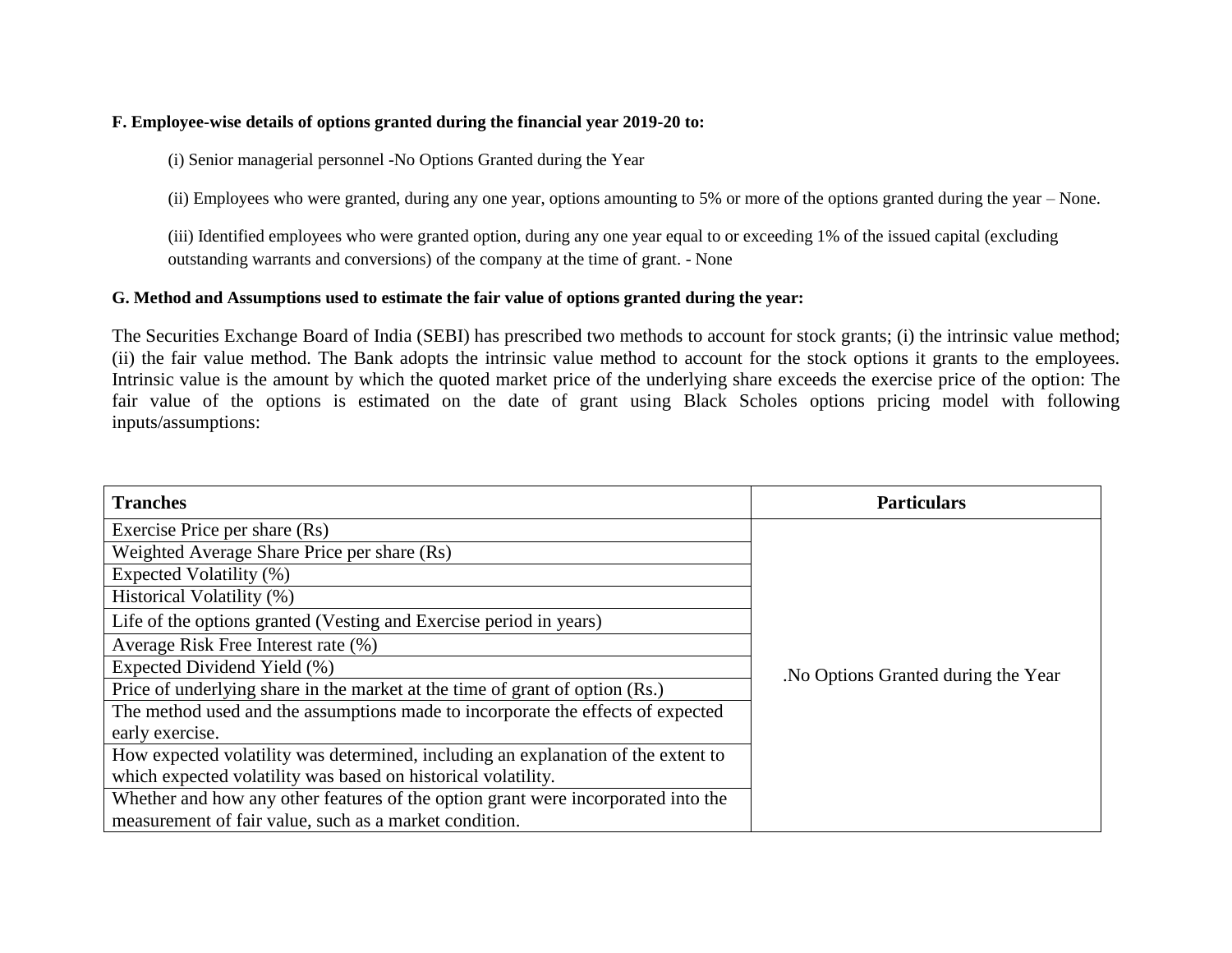**F. Employee-wise details of options granted during the financial year 2019-20 to:**

(i) Senior managerial personnel -No Options Granted during the Year

(ii) Employees who were granted, during any one year, options amounting to 5% or more of the options granted during the year – None.

(iii) Identified employees who were granted option, during any one year equal to or exceeding 1% of the issued capital (excluding outstanding warrants and conversions) of the company at the time of grant. - None

**G. Method and Assumptions used to estimate the fair value of options granted during the year:**

The Securities Exchange Board of India (SEBI) has prescribed two methods to account for stock grants; (i) the intrinsic value method; (ii) the fair value method. The Bank adopts the intrinsic value method to account for the stock options it grants to the employees. Intrinsic value is the amount by which the quoted market price of the underlying share exceeds the exercise price of the option: The fair value of the options is estimated on the date of grant using Black Scholes options pricing model with following inputs/assumptions:

| Tranches | Particulars |
|---|---|
| Exercise Price per share (Rs) | .No Options Granted during the Year |
| Weighted Average Share Price per share (Rs) | |
| Expected Volatility (%) | |
| Historical Volatility (%) | |
| Life of the options granted (Vesting and Exercise period in years) | |
| Average Risk Free Interest rate (%) | |
| Expected Dividend Yield (%) | |
| Price of underlying share in the market at the time of grant of option (Rs.) | |
| The method used and the assumptions made to incorporate the effects of expected early exercise. | |
| How expected volatility was determined, including an explanation of the extent to which expected volatility was based on historical volatility. | |
| Whether and how any other features of the option grant were incorporated into the measurement of fair value, such as a market condition. | |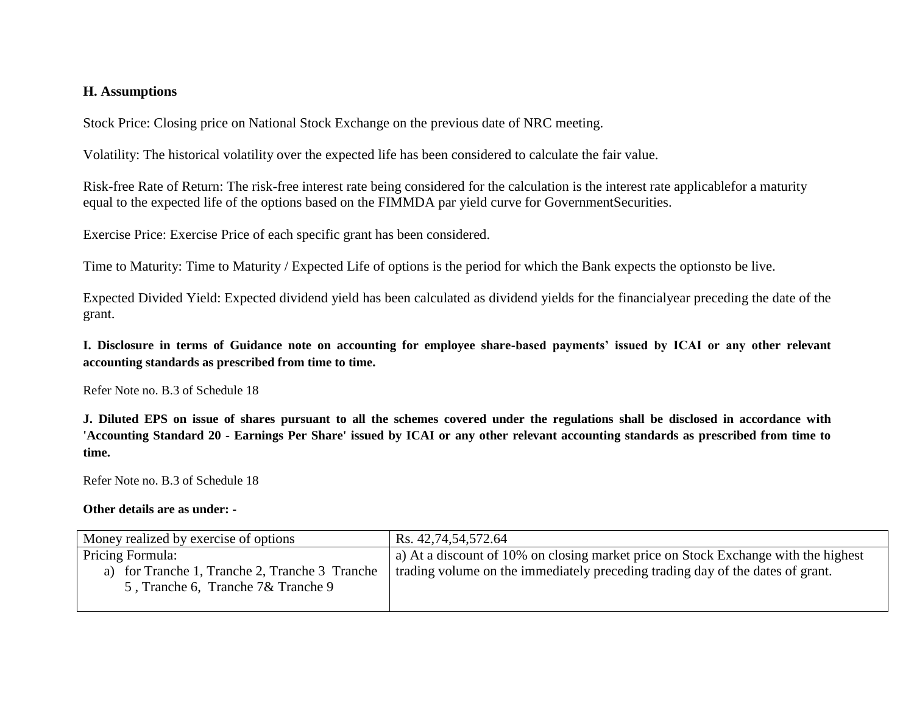### H. Assumptions

Stock Price: Closing price on National Stock Exchange on the previous date of NRC meeting.

Volatility: The historical volatility over the expected life has been considered to calculate the fair value.

Risk-free Rate of Return: The risk-free interest rate being considered for the calculation is the interest rate applicablefor a maturity equal to the expected life of the options based on the FIMMDA par yield curve for GovernmentSecurities.

Exercise Price: Exercise Price of each specific grant has been considered.

Time to Maturity: Time to Maturity / Expected Life of options is the period for which the Bank expects the optionsto be live.

Expected Divided Yield: Expected dividend yield has been calculated as dividend yields for the financialyear preceding the date of the grant.

**I. Disclosure in terms of Guidance note on accounting for employee share-based payments' issued by ICAI or any other relevant accounting standards as prescribed from time to time.**

Refer Note no. B.3 of Schedule 18

**J. Diluted EPS on issue of shares pursuant to all the schemes covered under the regulations shall be disclosed in accordance with 'Accounting Standard 20 - Earnings Per Share' issued by ICAI or any other relevant accounting standards as prescribed from time to time.**

Refer Note no. B.3 of Schedule 18

**Other details are as under: -**

| Money realized by exercise of options | Rs. 42,74,54,572.64 |
|---|---|
| Pricing Formula:<br>a) for Tranche 1, Tranche 2, Tranche 3 Tranche 5 , Tranche 6, Tranche 7& Tranche 9 | a) At a discount of 10% on closing market price on Stock Exchange with the highest trading volume on the immediately preceding trading day of the dates of grant. |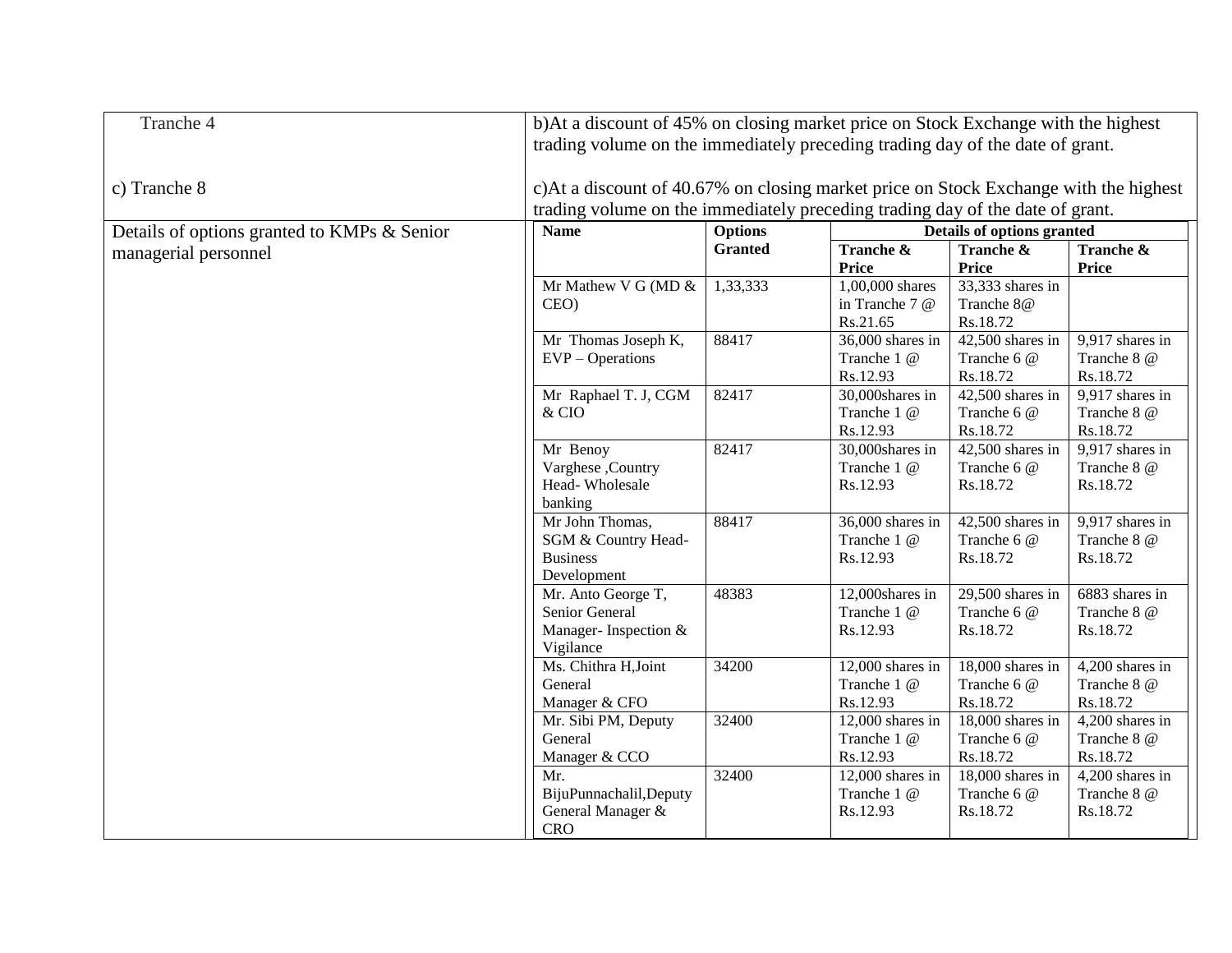| | |
|---|---|
| Tranche 4 | b)At a discount of 45% on closing market price on Stock Exchange with the highest trading volume on the immediately preceding trading day of the date of grant. |
| c) Tranche 8 | c)At a discount of 40.67% on closing market price on Stock Exchange with the highest trading volume on the immediately preceding trading day of the date of grant. |

Details of options granted to KMPs & Senior managerial personnel

| Name | Options Granted | Details of options granted | | |
|---|---|---|---|---|
| | | Tranche & Price | Tranche & Price | Tranche & Price |
| Mr Mathew V G (MD & CEO) | 1,33,333 | 1,00,000 shares in Tranche 7 @ Rs.21.65 | 33,333 shares in Tranche 8@ Rs.18.72 | |
| Mr Thomas Joseph K, EVP – Operations | 88417 | 36,000 shares in Tranche 1 @ Rs.12.93 | 42,500 shares in Tranche 6 @ Rs.18.72 | 9,917 shares in Tranche 8 @ Rs.18.72 |
| Mr Raphael T. J, CGM & CIO | 82417 | 30,000shares in Tranche 1 @ Rs.12.93 | 42,500 shares in Tranche 6 @ Rs.18.72 | 9,917 shares in Tranche 8 @ Rs.18.72 |
| Mr Benoy Varghese ,Country Head- Wholesale banking | 82417 | 30,000shares in Tranche 1 @ Rs.12.93 | 42,500 shares in Tranche 6 @ Rs.18.72 | 9,917 shares in Tranche 8 @ Rs.18.72 |
| Mr John Thomas, SGM & Country Head- Business Development | 88417 | 36,000 shares in Tranche 1 @ Rs.12.93 | 42,500 shares in Tranche 6 @ Rs.18.72 | 9,917 shares in Tranche 8 @ Rs.18.72 |
| Mr. Anto George T, Senior General Manager- Inspection & Vigilance | 48383 | 12,000shares in Tranche 1 @ Rs.12.93 | 29,500 shares in Tranche 6 @ Rs.18.72 | 6883 shares in Tranche 8 @ Rs.18.72 |
| Ms. Chithra H,Joint General Manager & CFO | 34200 | 12,000 shares in Tranche 1 @ Rs.12.93 | 18,000 shares in Tranche 6 @ Rs.18.72 | 4,200 shares in Tranche 8 @ Rs.18.72 |
| Mr. Sibi PM, Deputy General Manager & CCO | 32400 | 12,000 shares in Tranche 1 @ Rs.12.93 | 18,000 shares in Tranche 6 @ Rs.18.72 | 4,200 shares in Tranche 8 @ Rs.18.72 |
| Mr. BijuPunnachalil,Deputy General Manager & CRO | 32400 | 12,000 shares in Tranche 1 @ Rs.12.93 | 18,000 shares in Tranche 6 @ Rs.18.72 | 4,200 shares in Tranche 8 @ Rs.18.72 |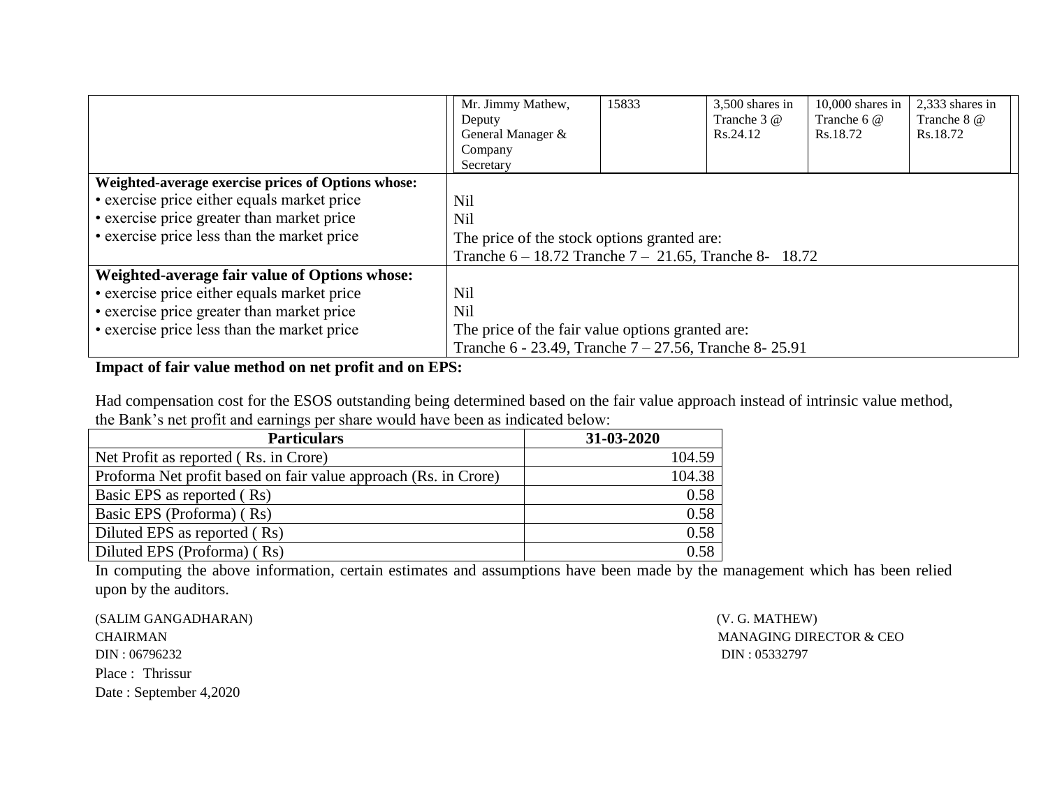| | | | | | |
|---|---|---|---|---|---|
| | Mr. Jimmy Mathew, Deputy General Manager & Company Secretary | 15833 | 3,500 shares in Tranche 3 @ Rs.24.12 | 10,000 shares in Tranche 6 @ Rs.18.72 | 2,333 shares in Tranche 8 @ Rs.18.72 |
| **Weighted-average exercise prices of Options whose:**<br>• exercise price either equals market price<br>• exercise price greater than market price<br>• exercise price less than the market price | Nil<br>Nil<br>The price of the stock options granted are:<br>Tranche 6 – 18.72 Tranche 7 – 21.65, Tranche 8- 18.72 | | | | |
| **Weighted-average fair value of Options whose:**<br>• exercise price either equals market price<br>• exercise price greater than market price<br>• exercise price less than the market price | Nil<br>Nil<br>The price of the fair value options granted are:<br>Tranche 6 - 23.49, Tranche 7 – 27.56, Tranche 8- 25.91 | | | | |

**Impact of fair value method on net profit and on EPS:**

Had compensation cost for the ESOS outstanding being determined based on the fair value approach instead of intrinsic value method, the Bank's net profit and earnings per share would have been as indicated below:

| Particulars | 31-03-2020 |
|---|---|
| Net Profit as reported ( Rs. in Crore) | 104.59 |
| Proforma Net profit based on fair value approach (Rs. in Crore) | 104.38 |
| Basic EPS as reported ( Rs) | 0.58 |
| Basic EPS (Proforma) ( Rs) | 0.58 |
| Diluted EPS as reported ( Rs) | 0.58 |
| Diluted EPS (Proforma) ( Rs) | 0.58 |

In computing the above information, certain estimates and assumptions have been made by the management which has been relied upon by the auditors.

(SALIM GANGADHARAN)
CHAIRMAN
DIN : 06796232

(V. G. MATHEW)
MANAGING DIRECTOR & CEO
DIN : 05332797

Place : Thrissur
Date : September 4,2020